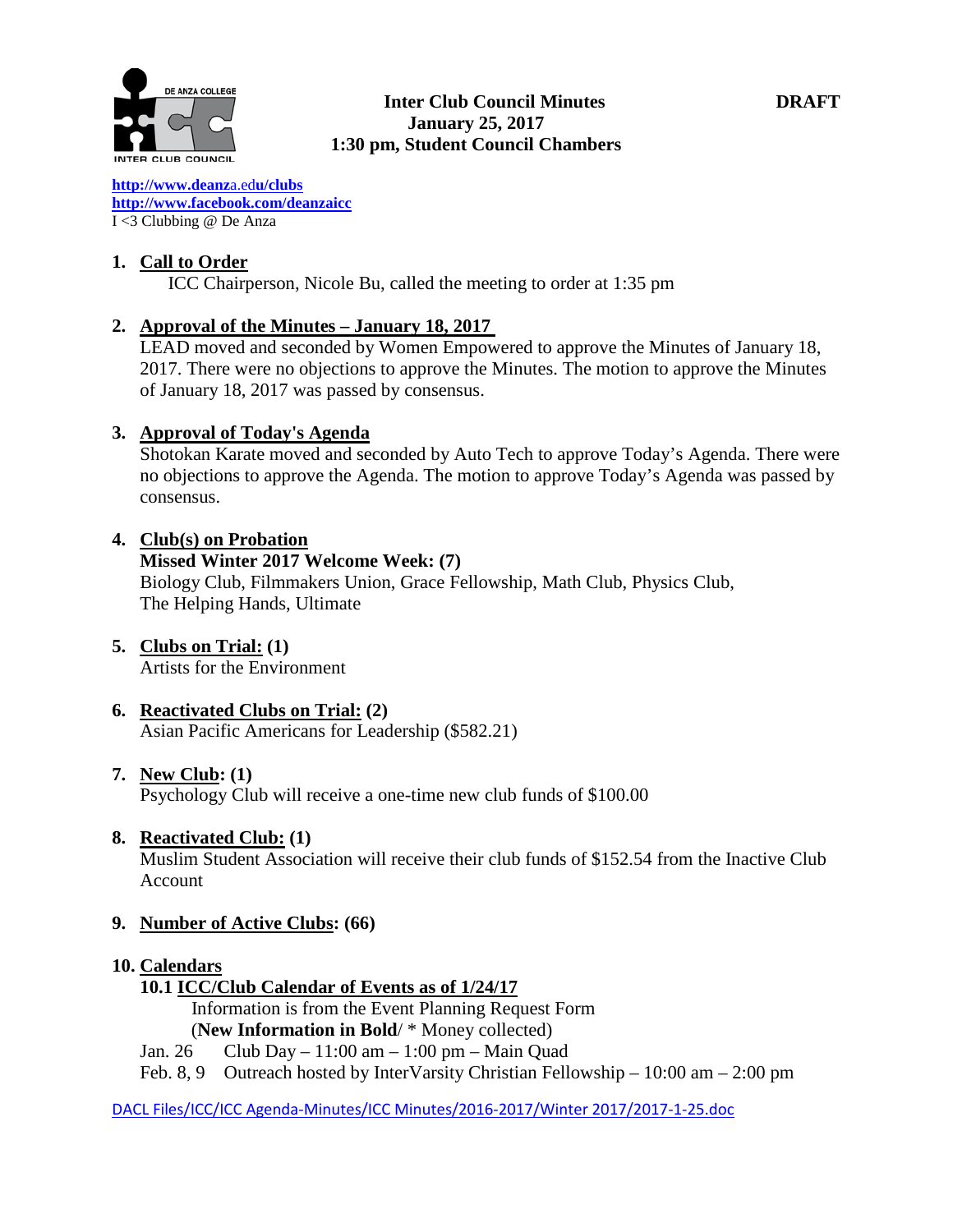**Inter Club Council Minutes** **DRAFT**
**January 25, 2017**
**1:30 pm, Student Council Chambers**

**http://www.deanza.edu/clubs**
**http://www.facebook.com/deanzaicc**
I <3 Clubbing @ De Anza

1. **Call to Order**
   ICC Chairperson, Nicole Bu, called the meeting to order at 1:35 pm

2. **Approval of the Minutes – January 18, 2017**
   LEAD moved and seconded by Women Empowered to approve the Minutes of January 18, 2017. There were no objections to approve the Minutes. The motion to approve the Minutes of January 18, 2017 was passed by consensus.

3. **Approval of Today's Agenda**
   Shotokan Karate moved and seconded by Auto Tech to approve Today's Agenda. There were no objections to approve the Agenda. The motion to approve Today's Agenda was passed by consensus.

4. **Club(s) on Probation**
   **Missed Winter 2017 Welcome Week: (7)**
   Biology Club, Filmmakers Union, Grace Fellowship, Math Club, Physics Club, The Helping Hands, Ultimate

5. **Clubs on Trial: (1)**
   Artists for the Environment

6. **Reactivated Clubs on Trial: (2)**
   Asian Pacific Americans for Leadership ($582.21)

7. **New Club: (1)**
   Psychology Club will receive a one-time new club funds of $100.00

8. **Reactivated Club: (1)**
   Muslim Student Association will receive their club funds of $152.54 from the Inactive Club Account

9. **Number of Active Clubs: (66)**

10. **Calendars**
    **10.1 ICC/Club Calendar of Events as of 1/24/17**
    Information is from the Event Planning Request Form
    (**New Information in Bold**/ * Money collected)
    Jan. 26 Club Day – 11:00 am – 1:00 pm – Main Quad
    Feb. 8, 9 Outreach hosted by InterVarsity Christian Fellowship – 10:00 am – 2:00 pm

DACL Files/ICC/ICC Agenda-Minutes/ICC Minutes/2016-2017/Winter 2017/2017-1-25.doc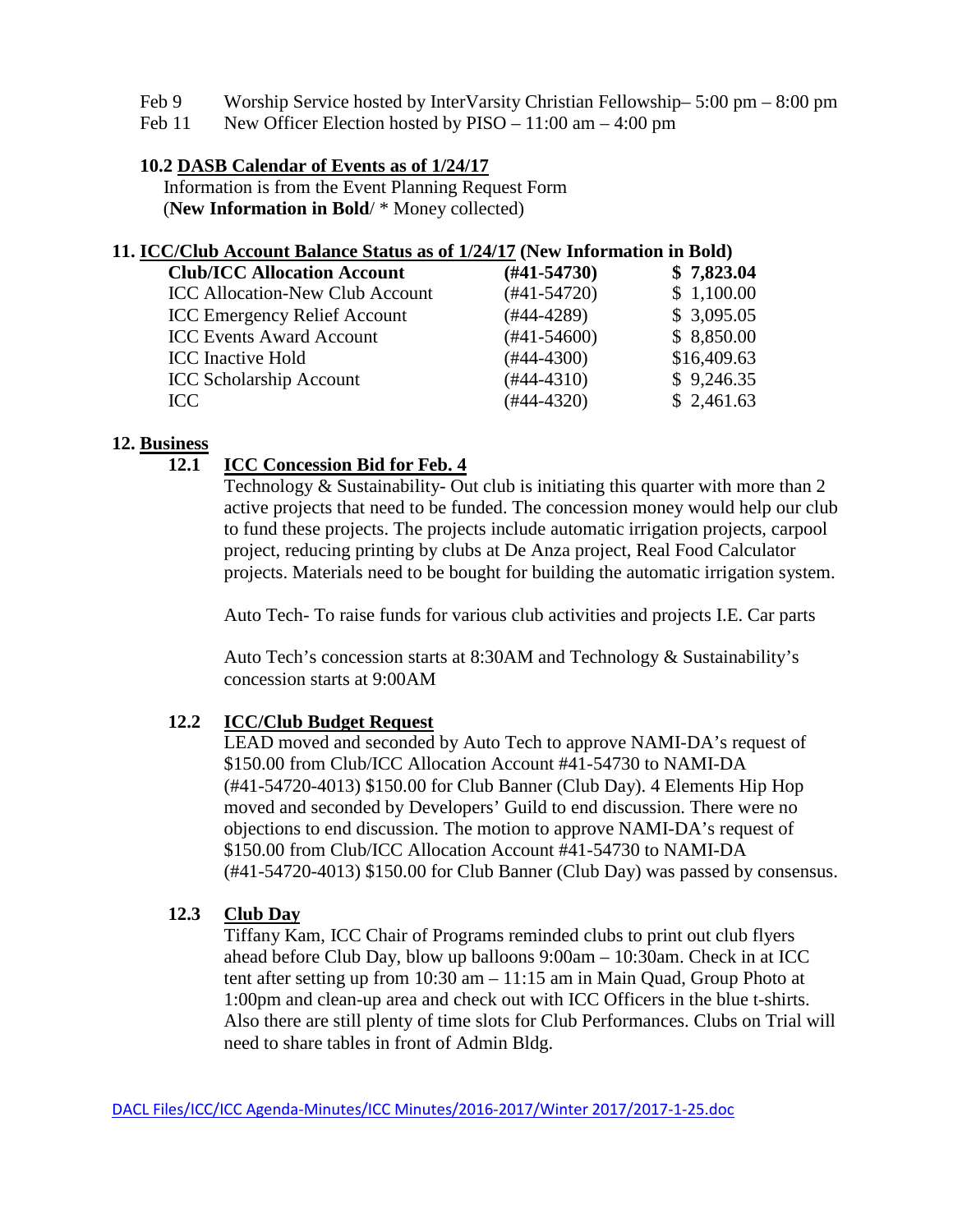Feb 9 Worship Service hosted by InterVarsity Christian Fellowship– 5:00 pm – 8:00 pm
Feb 11 New Officer Election hosted by PISO – 11:00 am – 4:00 pm

**10.2 DASB Calendar of Events as of 1/24/17**

Information is from the Event Planning Request Form
(**New Information in Bold**/ * Money collected)

## 11. ICC/Club Account Balance Status as of 1/24/17 (New Information in Bold)

| **Club/ICC Allocation Account** | **(#41-54730)** | **$ 7,823.04** |
|---|---|---|
| ICC Allocation-New Club Account | (#41-54720) | $ 1,100.00 |
| ICC Emergency Relief Account | (#44-4289) | $ 3,095.05 |
| ICC Events Award Account | (#41-54600) | $ 8,850.00 |
| ICC Inactive Hold | (#44-4300) | $16,409.63 |
| ICC Scholarship Account | (#44-4310) | $ 9,246.35 |
| ICC | (#44-4320) | $ 2,461.63 |

## 12. Business

### 12.1 ICC Concession Bid for Feb. 4

Technology & Sustainability- Out club is initiating this quarter with more than 2 active projects that need to be funded. The concession money would help our club to fund these projects. The projects include automatic irrigation projects, carpool project, reducing printing by clubs at De Anza project, Real Food Calculator projects. Materials need to be bought for building the automatic irrigation system.

Auto Tech- To raise funds for various club activities and projects I.E. Car parts

Auto Tech's concession starts at 8:30AM and Technology & Sustainability's concession starts at 9:00AM

### 12.2 ICC/Club Budget Request

LEAD moved and seconded by Auto Tech to approve NAMI-DA's request of $150.00 from Club/ICC Allocation Account #41-54730 to NAMI-DA (#41-54720-4013) $150.00 for Club Banner (Club Day). 4 Elements Hip Hop moved and seconded by Developers' Guild to end discussion. There were no objections to end discussion. The motion to approve NAMI-DA's request of $150.00 from Club/ICC Allocation Account #41-54730 to NAMI-DA (#41-54720-4013) $150.00 for Club Banner (Club Day) was passed by consensus.

### 12.3 Club Day

Tiffany Kam, ICC Chair of Programs reminded clubs to print out club flyers ahead before Club Day, blow up balloons 9:00am – 10:30am. Check in at ICC tent after setting up from 10:30 am – 11:15 am in Main Quad, Group Photo at 1:00pm and clean-up area and check out with ICC Officers in the blue t-shirts. Also there are still plenty of time slots for Club Performances. Clubs on Trial will need to share tables in front of Admin Bldg.

DACL Files/ICC/ICC Agenda-Minutes/ICC Minutes/2016-2017/Winter 2017/2017-1-25.doc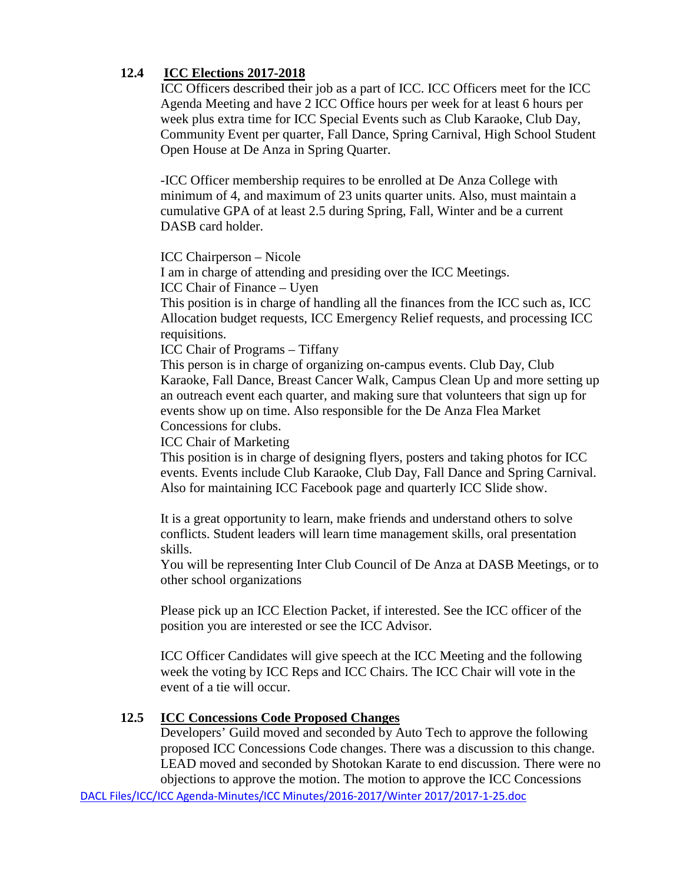### 12.4 ICC Elections 2017-2018

ICC Officers described their job as a part of ICC. ICC Officers meet for the ICC Agenda Meeting and have 2 ICC Office hours per week for at least 6 hours per week plus extra time for ICC Special Events such as Club Karaoke, Club Day, Community Event per quarter, Fall Dance, Spring Carnival, High School Student Open House at De Anza in Spring Quarter.

-ICC Officer membership requires to be enrolled at De Anza College with minimum of 4, and maximum of 23 units quarter units. Also, must maintain a cumulative GPA of at least 2.5 during Spring, Fall, Winter and be a current DASB card holder.

ICC Chairperson – Nicole
I am in charge of attending and presiding over the ICC Meetings.
ICC Chair of Finance – Uyen
This position is in charge of handling all the finances from the ICC such as, ICC Allocation budget requests, ICC Emergency Relief requests, and processing ICC requisitions.
ICC Chair of Programs – Tiffany
This person is in charge of organizing on-campus events. Club Day, Club Karaoke, Fall Dance, Breast Cancer Walk, Campus Clean Up and more setting up an outreach event each quarter, and making sure that volunteers that sign up for events show up on time. Also responsible for the De Anza Flea Market Concessions for clubs.
ICC Chair of Marketing
This position is in charge of designing flyers, posters and taking photos for ICC events. Events include Club Karaoke, Club Day, Fall Dance and Spring Carnival. Also for maintaining ICC Facebook page and quarterly ICC Slide show.

It is a great opportunity to learn, make friends and understand others to solve conflicts. Student leaders will learn time management skills, oral presentation skills.
You will be representing Inter Club Council of De Anza at DASB Meetings, or to other school organizations

Please pick up an ICC Election Packet, if interested. See the ICC officer of the position you are interested or see the ICC Advisor.

ICC Officer Candidates will give speech at the ICC Meeting and the following week the voting by ICC Reps and ICC Chairs. The ICC Chair will vote in the event of a tie will occur.

### 12.5 ICC Concessions Code Proposed Changes

Developers' Guild moved and seconded by Auto Tech to approve the following proposed ICC Concessions Code changes. There was a discussion to this change. LEAD moved and seconded by Shotokan Karate to end discussion. There were no objections to approve the motion. The motion to approve the ICC Concessions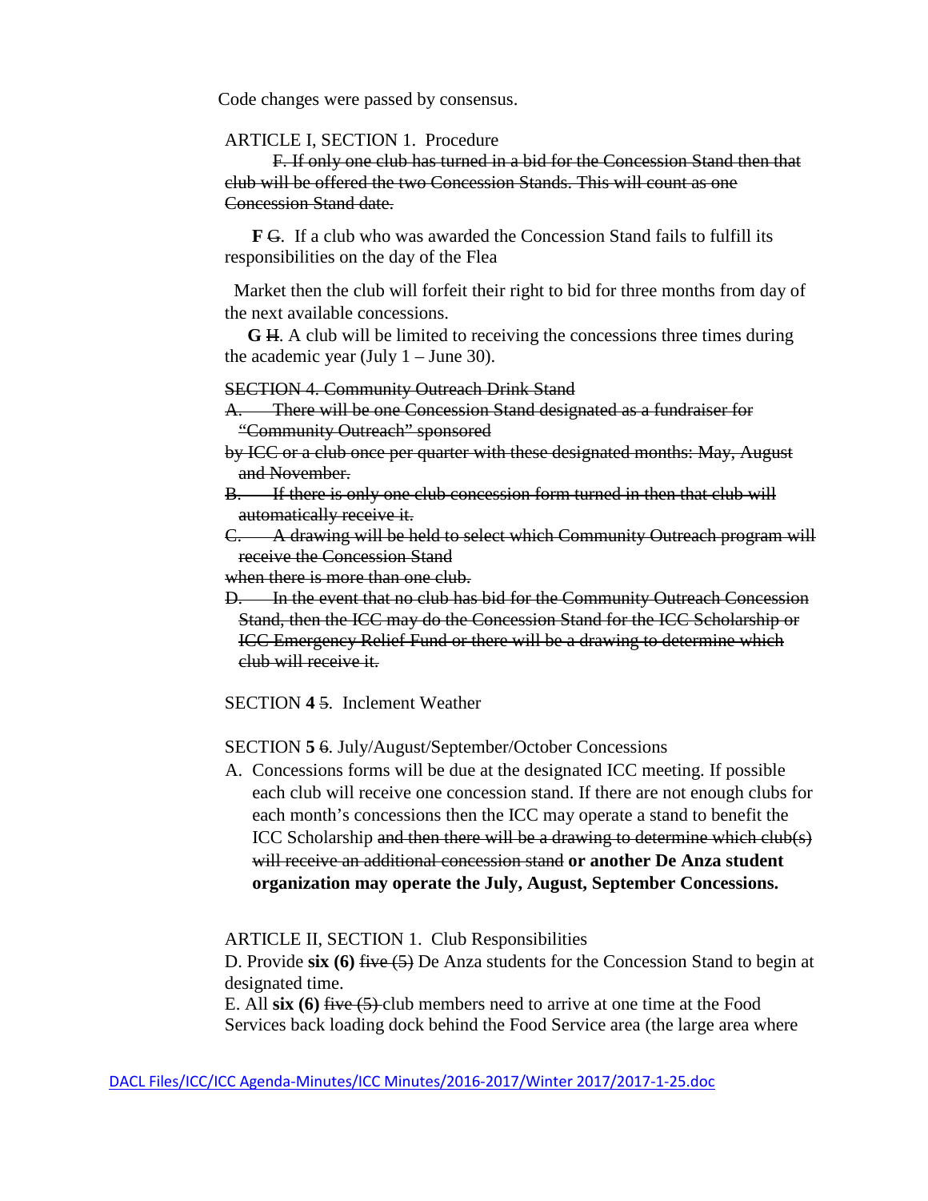Code changes were passed by consensus.

ARTICLE I, SECTION 1. Procedure

~~F. If only one club has turned in a bid for the Concession Stand then that club will be offered the two Concession Stands. This will count as one Concession Stand date.~~

**F** ~~G~~. If a club who was awarded the Concession Stand fails to fulfill its responsibilities on the day of the Flea

Market then the club will forfeit their right to bid for three months from day of the next available concessions.

**G** ~~H~~. A club will be limited to receiving the concessions three times during the academic year (July 1 – June 30).

~~SECTION 4. Community Outreach Drink Stand~~

~~A. There will be one Concession Stand designated as a fundraiser for "Community Outreach" sponsored~~

~~by ICC or a club once per quarter with these designated months: May, August and November.~~

~~B. If there is only one club concession form turned in then that club will automatically receive it.~~

~~C. A drawing will be held to select which Community Outreach program will receive the Concession Stand~~

~~when there is more than one club.~~

~~D. In the event that no club has bid for the Community Outreach Concession Stand, then the ICC may do the Concession Stand for the ICC Scholarship or ICC Emergency Relief Fund or there will be a drawing to determine which club will receive it.~~

SECTION **4** ~~5~~. Inclement Weather

SECTION **5** ~~6~~. July/August/September/October Concessions

A. Concessions forms will be due at the designated ICC meeting. If possible each club will receive one concession stand. If there are not enough clubs for each month's concessions then the ICC may operate a stand to benefit the ICC Scholarship ~~and then there will be a drawing to determine which club(s) will receive an additional concession stand~~ **or another De Anza student organization may operate the July, August, September Concessions.**

ARTICLE II, SECTION 1. Club Responsibilities

D. Provide **six (6)** ~~five (5)~~ De Anza students for the Concession Stand to begin at designated time.

E. All **six (6)** ~~five (5)~~ club members need to arrive at one time at the Food Services back loading dock behind the Food Service area (the large area where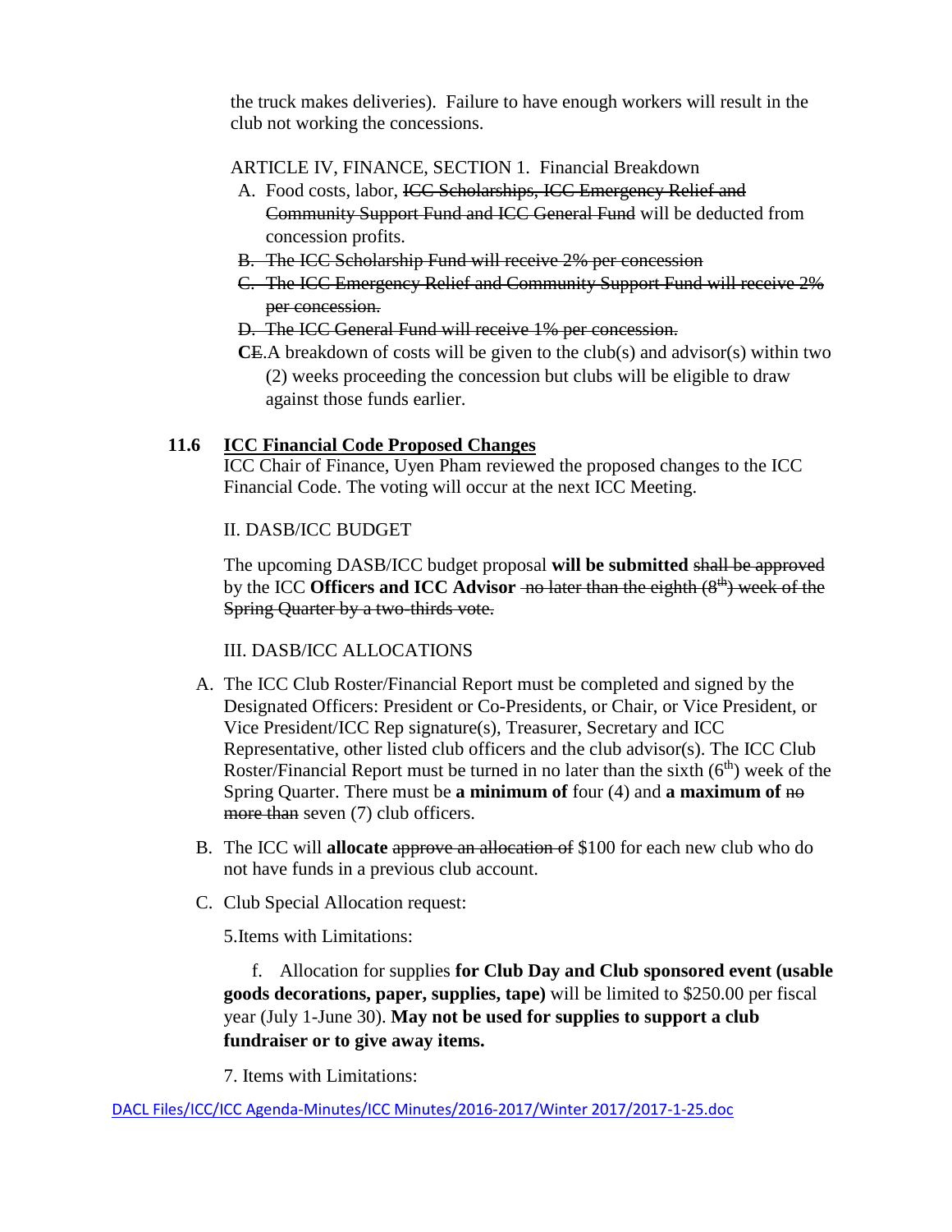the truck makes deliveries). Failure to have enough workers will result in the club not working the concessions.

ARTICLE IV, FINANCE, SECTION 1. Financial Breakdown

A. Food costs, labor, ~~ICC Scholarships, ICC Emergency Relief and Community Support Fund and ICC General Fund~~ will be deducted from concession profits.

~~B. The ICC Scholarship Fund will receive 2% per concession~~

~~C. The ICC Emergency Relief and Community Support Fund will receive 2% per concession.~~

~~D. The ICC General Fund will receive 1% per concession.~~

**C**~~E~~.A breakdown of costs will be given to the club(s) and advisor(s) within two (2) weeks proceeding the concession but clubs will be eligible to draw against those funds earlier.

**11.6 ICC Financial Code Proposed Changes**

ICC Chair of Finance, Uyen Pham reviewed the proposed changes to the ICC Financial Code. The voting will occur at the next ICC Meeting.

II. DASB/ICC BUDGET

The upcoming DASB/ICC budget proposal **will be submitted** ~~shall be approved~~ by the ICC **Officers and ICC Advisor** ~~no later than the eighth (8th) week of the Spring Quarter by a two-thirds vote.~~

III. DASB/ICC ALLOCATIONS

A. The ICC Club Roster/Financial Report must be completed and signed by the Designated Officers: President or Co-Presidents, or Chair, or Vice President, or Vice President/ICC Rep signature(s), Treasurer, Secretary and ICC Representative, other listed club officers and the club advisor(s). The ICC Club Roster/Financial Report must be turned in no later than the sixth (6th) week of the Spring Quarter. There must be **a minimum of** four (4) and **a maximum of** ~~no more than~~ seven (7) club officers.

B. The ICC will **allocate** ~~approve an allocation of~~ $100 for each new club who do not have funds in a previous club account.

C. Club Special Allocation request:

5.Items with Limitations:

f. Allocation for supplies **for Club Day and Club sponsored event (usable goods decorations, paper, supplies, tape)** will be limited to $250.00 per fiscal year (July 1-June 30). **May not be used for supplies to support a club fundraiser or to give away items.**

7. Items with Limitations: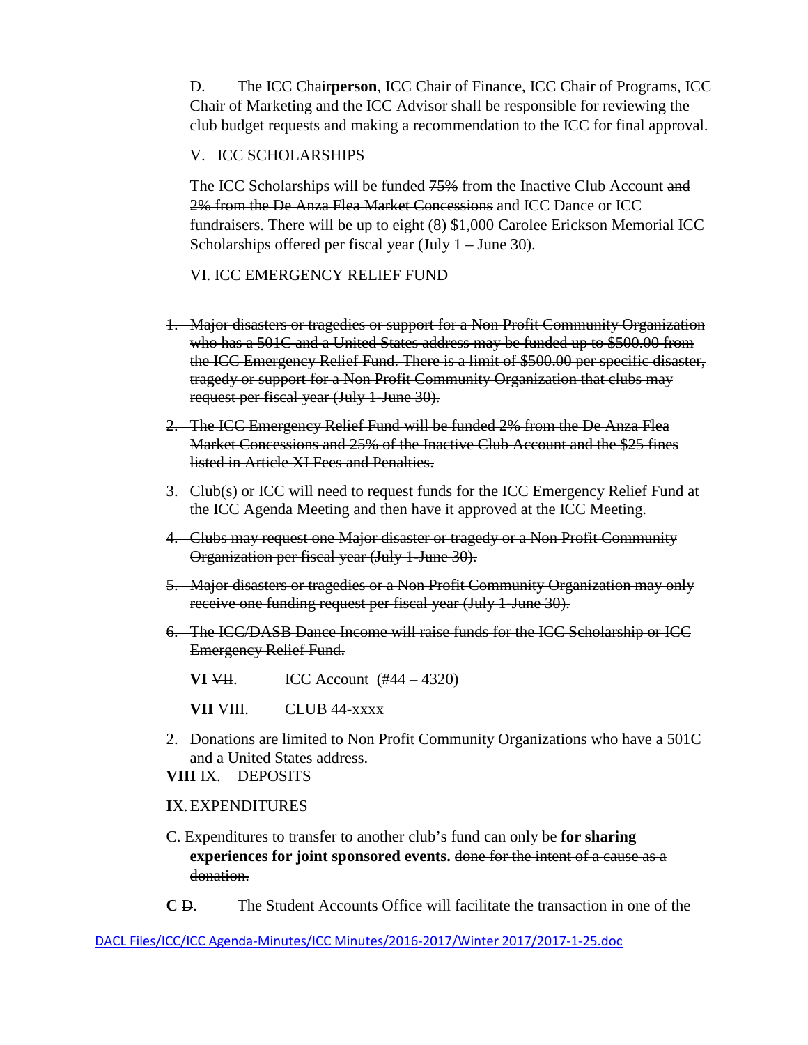D. The ICC Chair**person**, ICC Chair of Finance, ICC Chair of Programs, ICC Chair of Marketing and the ICC Advisor shall be responsible for reviewing the club budget requests and making a recommendation to the ICC for final approval.

V. ICC SCHOLARSHIPS

The ICC Scholarships will be funded ~~75%~~ from the Inactive Club Account ~~and 2% from the De Anza Flea Market Concessions~~ and ICC Dance or ICC fundraisers. There will be up to eight (8) $1,000 Carolee Erickson Memorial ICC Scholarships offered per fiscal year (July 1 – June 30).

~~VI. ICC EMERGENCY RELIEF FUND~~

1. ~~Major disasters or tragedies or support for a Non Profit Community Organization who has a 501C and a United States address may be funded up to $500.00 from the ICC Emergency Relief Fund. There is a limit of $500.00 per specific disaster, tragedy or support for a Non Profit Community Organization that clubs may request per fiscal year (July 1-June 30).~~
2. ~~The ICC Emergency Relief Fund will be funded 2% from the De Anza Flea Market Concessions and 25% of the Inactive Club Account and the $25 fines listed in Article XI Fees and Penalties.~~
3. ~~Club(s) or ICC will need to request funds for the ICC Emergency Relief Fund at the ICC Agenda Meeting and then have it approved at the ICC Meeting.~~
4. ~~Clubs may request one Major disaster or tragedy or a Non Profit Community Organization per fiscal year (July 1-June 30).~~
5. ~~Major disasters or tragedies or a Non Profit Community Organization may only receive one funding request per fiscal year (July 1-June 30).~~
6. ~~The ICC/DASB Dance Income will raise funds for the ICC Scholarship or ICC Emergency Relief Fund.~~

**VI** ~~VII~~. ICC Account (#44 – 4320)

**VII** ~~VIII~~. CLUB 44-xxxx

2. ~~Donations are limited to Non Profit Community Organizations who have a 501C and a United States address.~~

**VIII** ~~IX~~. DEPOSITS

**I**X. EXPENDITURES

C. Expenditures to transfer to another club's fund can only be **for sharing experiences for joint sponsored events.** ~~done for the intent of a cause as a donation.~~

**C** ~~D~~. The Student Accounts Office will facilitate the transaction in one of the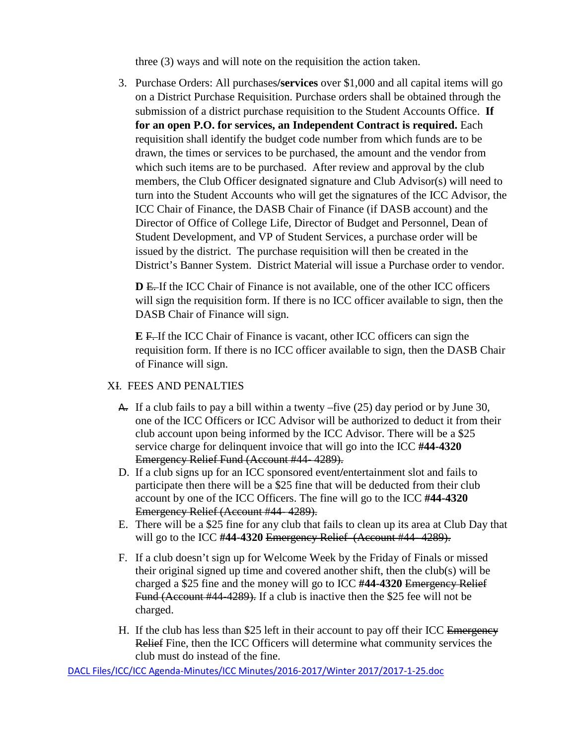three (3) ways and will note on the requisition the action taken.

3. Purchase Orders: All purchases/**services** over $1,000 and all capital items will go on a District Purchase Requisition. Purchase orders shall be obtained through the submission of a district purchase requisition to the Student Accounts Office. **If for an open P.O. for services, an Independent Contract is required.** Each requisition shall identify the budget code number from which funds are to be drawn, the times or services to be purchased, the amount and the vendor from which such items are to be purchased. After review and approval by the club members, the Club Officer designated signature and Club Advisor(s) will need to turn into the Student Accounts who will get the signatures of the ICC Advisor, the ICC Chair of Finance, the DASB Chair of Finance (if DASB account) and the Director of Office of College Life, Director of Budget and Personnel, Dean of Student Development, and VP of Student Services, a purchase order will be issued by the district. The purchase requisition will then be created in the District's Banner System. District Material will issue a Purchase order to vendor.

   **D** ~~E.~~ If the ICC Chair of Finance is not available, one of the other ICC officers will sign the requisition form. If there is no ICC officer available to sign, then the DASB Chair of Finance will sign.

   **E** ~~F.~~ If the ICC Chair of Finance is vacant, other ICC officers can sign the requisition form. If there is no ICC officer available to sign, then the DASB Chair of Finance will sign.

X~~I~~. FEES AND PENALTIES

- ~~A.~~ If a club fails to pay a bill within a twenty –five (25) day period or by June 30, one of the ICC Officers or ICC Advisor will be authorized to deduct it from their club account upon being informed by the ICC Advisor. There will be a $25 service charge for delinquent invoice that will go into the ICC **#44-4320** ~~Emergency Relief Fund (Account #44- 4289).~~
- D. If a club signs up for an ICC sponsored event/entertainment slot and fails to participate then there will be a $25 fine that will be deducted from their club account by one of the ICC Officers. The fine will go to the ICC **#44-4320** ~~Emergency Relief (Account #44- 4289).~~
- E. There will be a $25 fine for any club that fails to clean up its area at Club Day that will go to the ICC **#44-4320** ~~Emergency Relief (Account #44- 4289).~~
- F. If a club doesn't sign up for Welcome Week by the Friday of Finals or missed their original signed up time and covered another shift, then the club(s) will be charged a $25 fine and the money will go to ICC **#44-4320** ~~Emergency Relief Fund (Account #44-4289).~~ If a club is inactive then the $25 fee will not be charged.
- H. If the club has less than $25 left in their account to pay off their ICC ~~Emergency Relief~~ Fine, then the ICC Officers will determine what community services the club must do instead of the fine.

DACL Files/ICC/ICC Agenda-Minutes/ICC Minutes/2016-2017/Winter 2017/2017-1-25.doc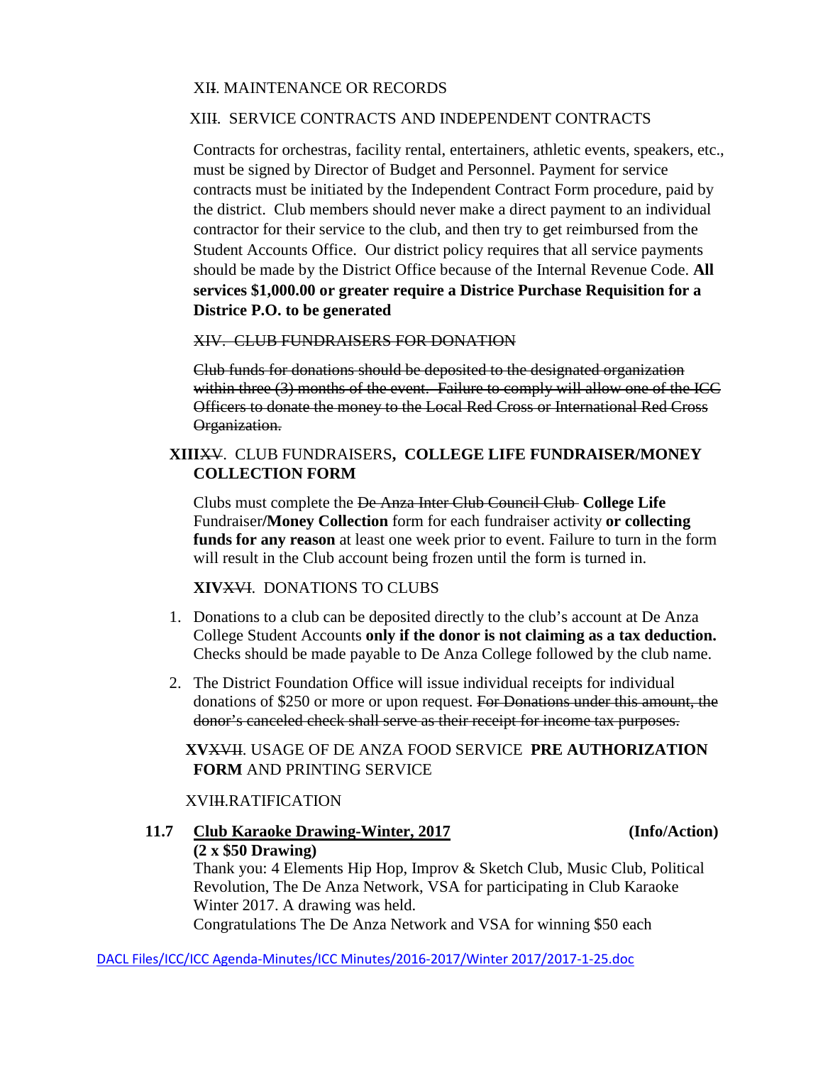XI~~I~~. MAINTENANCE OR RECORDS

XII~~I~~. SERVICE CONTRACTS AND INDEPENDENT CONTRACTS

Contracts for orchestras, facility rental, entertainers, athletic events, speakers, etc., must be signed by Director of Budget and Personnel. Payment for service contracts must be initiated by the Independent Contract Form procedure, paid by the district. Club members should never make a direct payment to an individual contractor for their service to the club, and then try to get reimbursed from the Student Accounts Office. Our district policy requires that all service payments should be made by the District Office because of the Internal Revenue Code. **All services $1,000.00 or greater require a Districe Purchase Requisition for a Districe P.O. to be generated**

~~XIV. CLUB FUNDRAISERS FOR DONATION~~

~~Club funds for donations should be deposited to the designated organization within three (3) months of the event. Failure to comply will allow one of the ICC Officers to donate the money to the Local Red Cross or International Red Cross Organization.~~

**XIII**~~XV~~. CLUB FUNDRAISERS**, COLLEGE LIFE FUNDRAISER/MONEY COLLECTION FORM**

Clubs must complete the ~~De Anza Inter Club Council Club~~ **College Life** Fundraiser**/Money Collection** form for each fundraiser activity **or collecting funds for any reason** at least one week prior to event. Failure to turn in the form will result in the Club account being frozen until the form is turned in.

**XIV**~~XVI~~. DONATIONS TO CLUBS

1. Donations to a club can be deposited directly to the club's account at De Anza College Student Accounts **only if the donor is not claiming as a tax deduction.** Checks should be made payable to De Anza College followed by the club name.
2. The District Foundation Office will issue individual receipts for individual donations of $250 or more or upon request. ~~For Donations under this amount, the donor's canceled check shall serve as their receipt for income tax purposes.~~

**XV**~~XVII~~. USAGE OF DE ANZA FOOD SERVICE **PRE AUTHORIZATION FORM** AND PRINTING SERVICE

XVI~~II~~.RATIFICATION

**11.7 Club Karaoke Drawing-Winter, 2017 (Info/Action)**
**(2 x $50 Drawing)**

Thank you: 4 Elements Hip Hop, Improv & Sketch Club, Music Club, Political Revolution, The De Anza Network, VSA for participating in Club Karaoke Winter 2017. A drawing was held.
Congratulations The De Anza Network and VSA for winning $50 each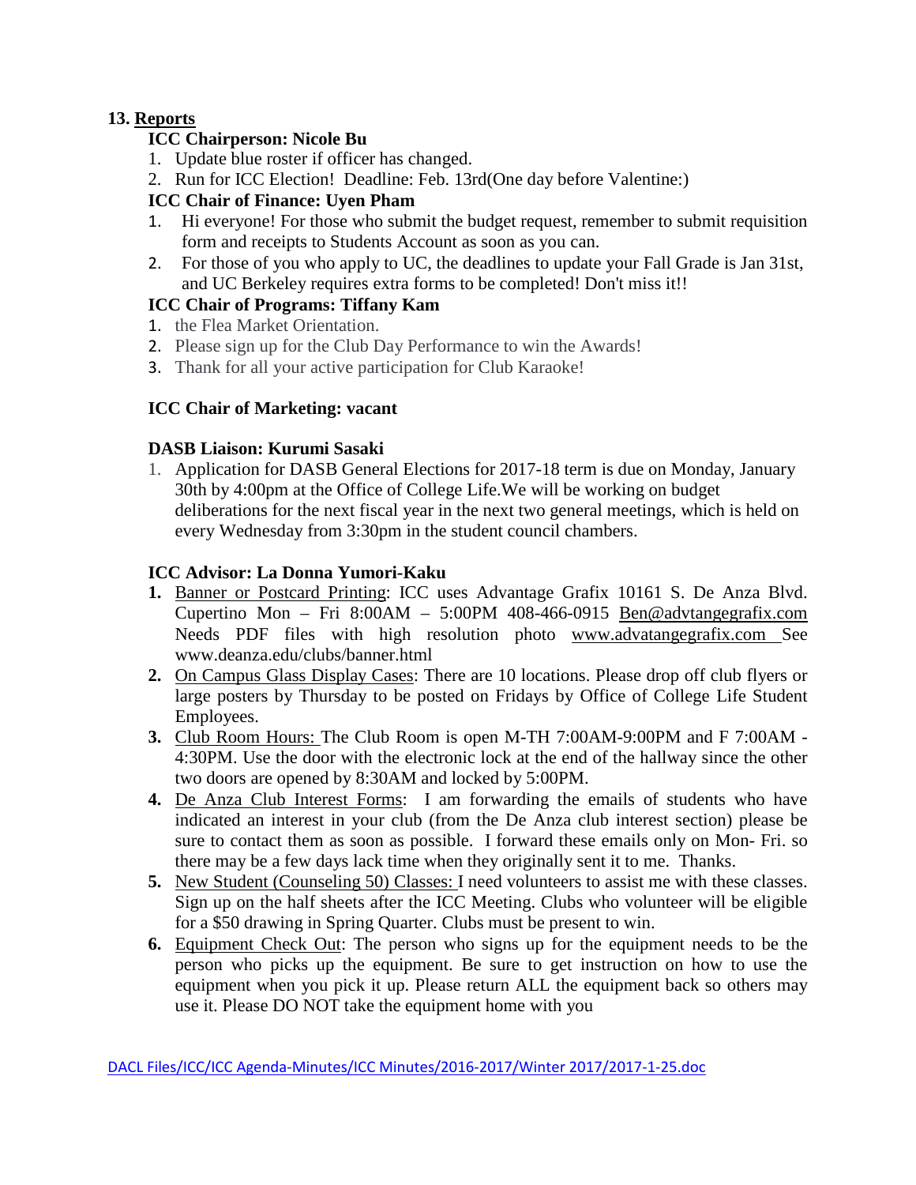## 13. Reports

**ICC Chairperson: Nicole Bu**

1. Update blue roster if officer has changed.
2. Run for ICC Election! Deadline: Feb. 13rd(One day before Valentine:)

**ICC Chair of Finance: Uyen Pham**

1. Hi everyone! For those who submit the budget request, remember to submit requisition form and receipts to Students Account as soon as you can.
2. For those of you who apply to UC, the deadlines to update your Fall Grade is Jan 31st, and UC Berkeley requires extra forms to be completed! Don't miss it!!

**ICC Chair of Programs: Tiffany Kam**

1. the Flea Market Orientation.
2. Please sign up for the Club Day Performance to win the Awards!
3. Thank for all your active participation for Club Karaoke!

**ICC Chair of Marketing: vacant**

**DASB Liaison: Kurumi Sasaki**

1. Application for DASB General Elections for 2017-18 term is due on Monday, January 30th by 4:00pm at the Office of College Life.We will be working on budget deliberations for the next fiscal year in the next two general meetings, which is held on every Wednesday from 3:30pm in the student council chambers.

**ICC Advisor: La Donna Yumori-Kaku**

1. Banner or Postcard Printing: ICC uses Advantage Grafix 10161 S. De Anza Blvd. Cupertino Mon – Fri 8:00AM – 5:00PM 408-466-0915 Ben@advtangegrafix.com Needs PDF files with high resolution photo www.advatangegrafix.com See www.deanza.edu/clubs/banner.html
2. On Campus Glass Display Cases: There are 10 locations. Please drop off club flyers or large posters by Thursday to be posted on Fridays by Office of College Life Student Employees.
3. Club Room Hours: The Club Room is open M-TH 7:00AM-9:00PM and F 7:00AM - 4:30PM. Use the door with the electronic lock at the end of the hallway since the other two doors are opened by 8:30AM and locked by 5:00PM.
4. De Anza Club Interest Forms: I am forwarding the emails of students who have indicated an interest in your club (from the De Anza club interest section) please be sure to contact them as soon as possible. I forward these emails only on Mon- Fri. so there may be a few days lack time when they originally sent it to me. Thanks.
5. New Student (Counseling 50) Classes: I need volunteers to assist me with these classes. Sign up on the half sheets after the ICC Meeting. Clubs who volunteer will be eligible for a $50 drawing in Spring Quarter. Clubs must be present to win.
6. Equipment Check Out: The person who signs up for the equipment needs to be the person who picks up the equipment. Be sure to get instruction on how to use the equipment when you pick it up. Please return ALL the equipment back so others may use it. Please DO NOT take the equipment home with you

DACL Files/ICC/ICC Agenda-Minutes/ICC Minutes/2016-2017/Winter 2017/2017-1-25.doc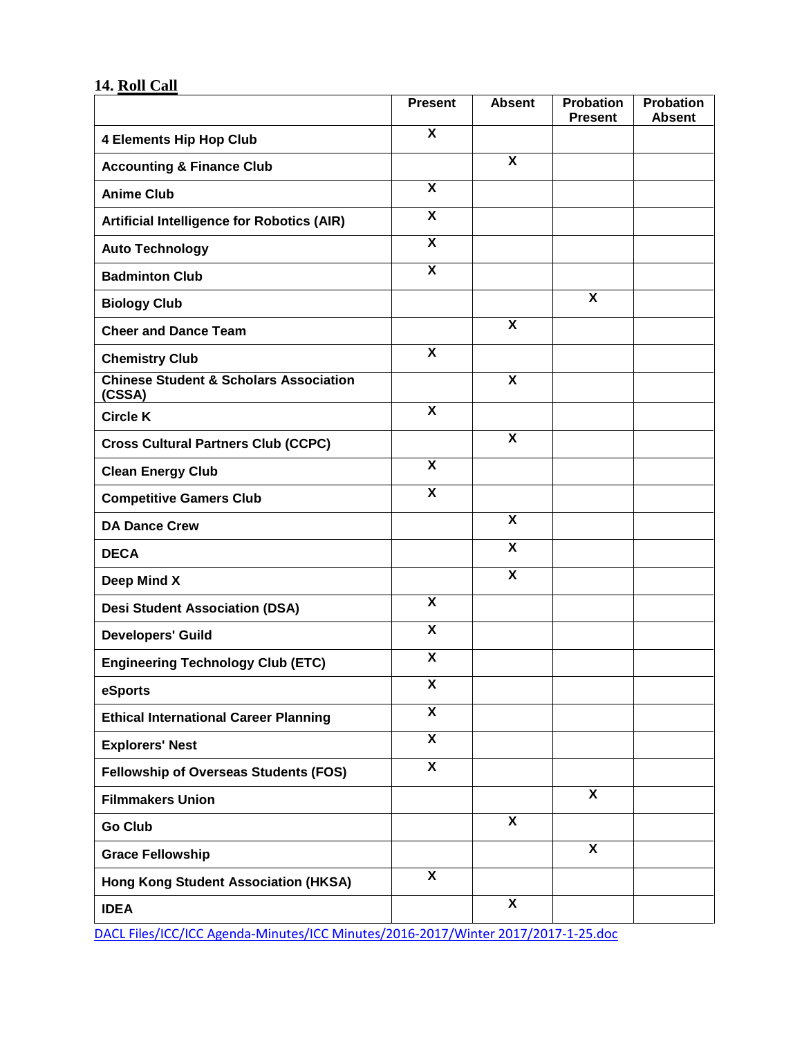## 14. Roll Call

| | Present | Absent | Probation Present | Probation Absent |
|---|---|---|---|---|
| 4 Elements Hip Hop Club | X | | | |
| Accounting & Finance Club | | X | | |
| Anime Club | X | | | |
| Artificial Intelligence for Robotics (AIR) | X | | | |
| Auto Technology | X | | | |
| Badminton Club | X | | | |
| Biology Club | | | X | |
| Cheer and Dance Team | | X | | |
| Chemistry Club | X | | | |
| Chinese Student & Scholars Association (CSSA) | | X | | |
| Circle K | X | | | |
| Cross Cultural Partners Club (CCPC) | | X | | |
| Clean Energy Club | X | | | |
| Competitive Gamers Club | X | | | |
| DA Dance Crew | | X | | |
| DECA | | X | | |
| Deep Mind X | | X | | |
| Desi Student Association (DSA) | X | | | |
| Developers' Guild | X | | | |
| Engineering Technology Club (ETC) | X | | | |
| eSports | X | | | |
| Ethical International Career Planning | X | | | |
| Explorers' Nest | X | | | |
| Fellowship of Overseas Students (FOS) | X | | | |
| Filmmakers Union | | | X | |
| Go Club | | X | | |
| Grace Fellowship | | | X | |
| Hong Kong Student Association (HKSA) | X | | | |
| IDEA | | X | | |

DACL Files/ICC/ICC Agenda-Minutes/ICC Minutes/2016-2017/Winter 2017/2017-1-25.doc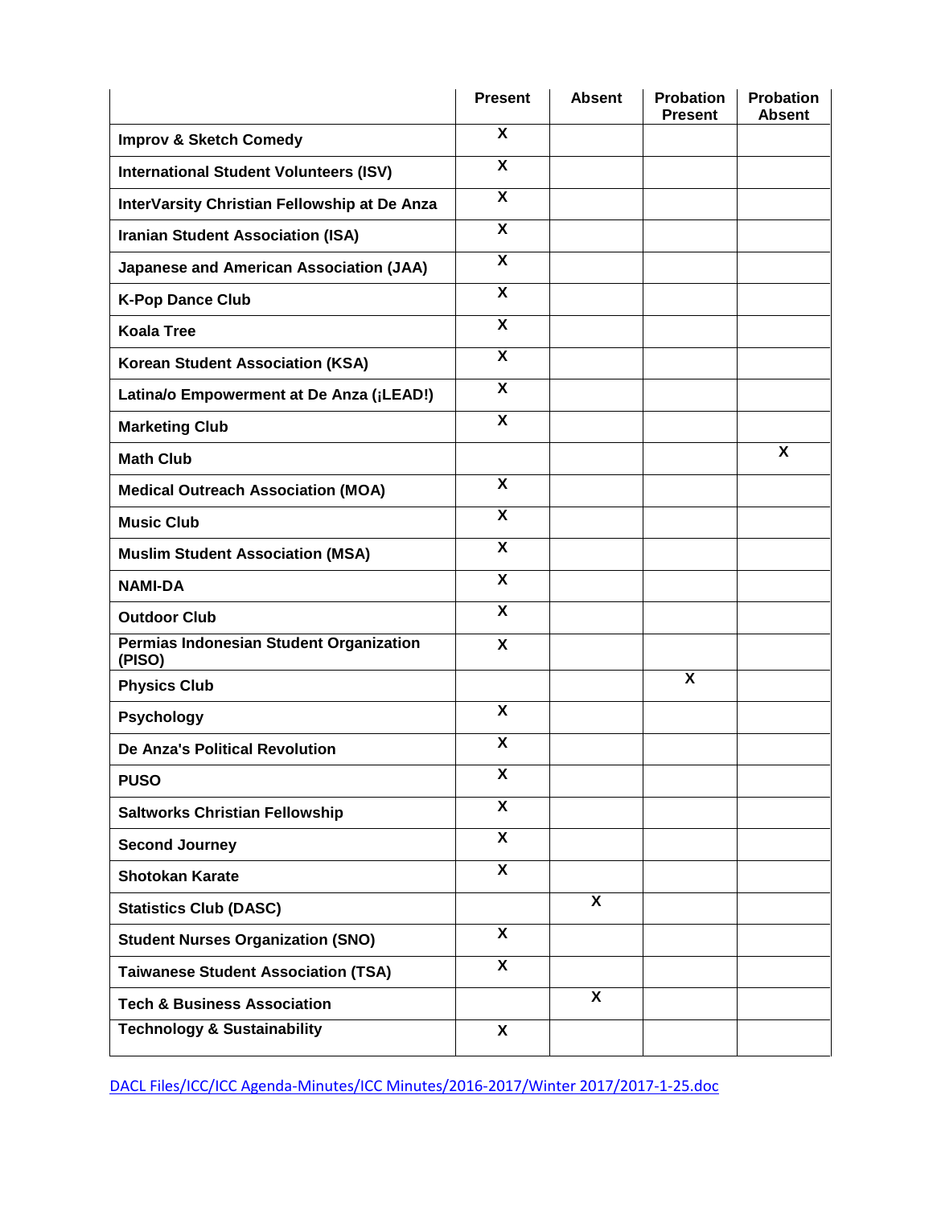| | Present | Absent | Probation Present | Probation Absent |
|---|---|---|---|---|
| **Improv & Sketch Comedy** | X | | | |
| **International Student Volunteers (ISV)** | X | | | |
| **InterVarsity Christian Fellowship at De Anza** | X | | | |
| **Iranian Student Association (ISA)** | X | | | |
| **Japanese and American Association (JAA)** | X | | | |
| **K-Pop Dance Club** | X | | | |
| **Koala Tree** | X | | | |
| **Korean Student Association (KSA)** | X | | | |
| **Latina/o Empowerment at De Anza (¡LEAD!)** | X | | | |
| **Marketing Club** | X | | | |
| **Math Club** | | | | X |
| **Medical Outreach Association (MOA)** | X | | | |
| **Music Club** | X | | | |
| **Muslim Student Association (MSA)** | X | | | |
| **NAMI-DA** | X | | | |
| **Outdoor Club** | X | | | |
| **Permias Indonesian Student Organization (PISO)** | X | | | |
| **Physics Club** | | | X | |
| **Psychology** | X | | | |
| **De Anza's Political Revolution** | X | | | |
| **PUSO** | X | | | |
| **Saltworks Christian Fellowship** | X | | | |
| **Second Journey** | X | | | |
| **Shotokan Karate** | X | | | |
| **Statistics Club (DASC)** | | X | | |
| **Student Nurses Organization (SNO)** | X | | | |
| **Taiwanese Student Association (TSA)** | X | | | |
| **Tech & Business Association** | | X | | |
| **Technology & Sustainability** | X | | | |

DACL Files/ICC/ICC Agenda-Minutes/ICC Minutes/2016-2017/Winter 2017/2017-1-25.doc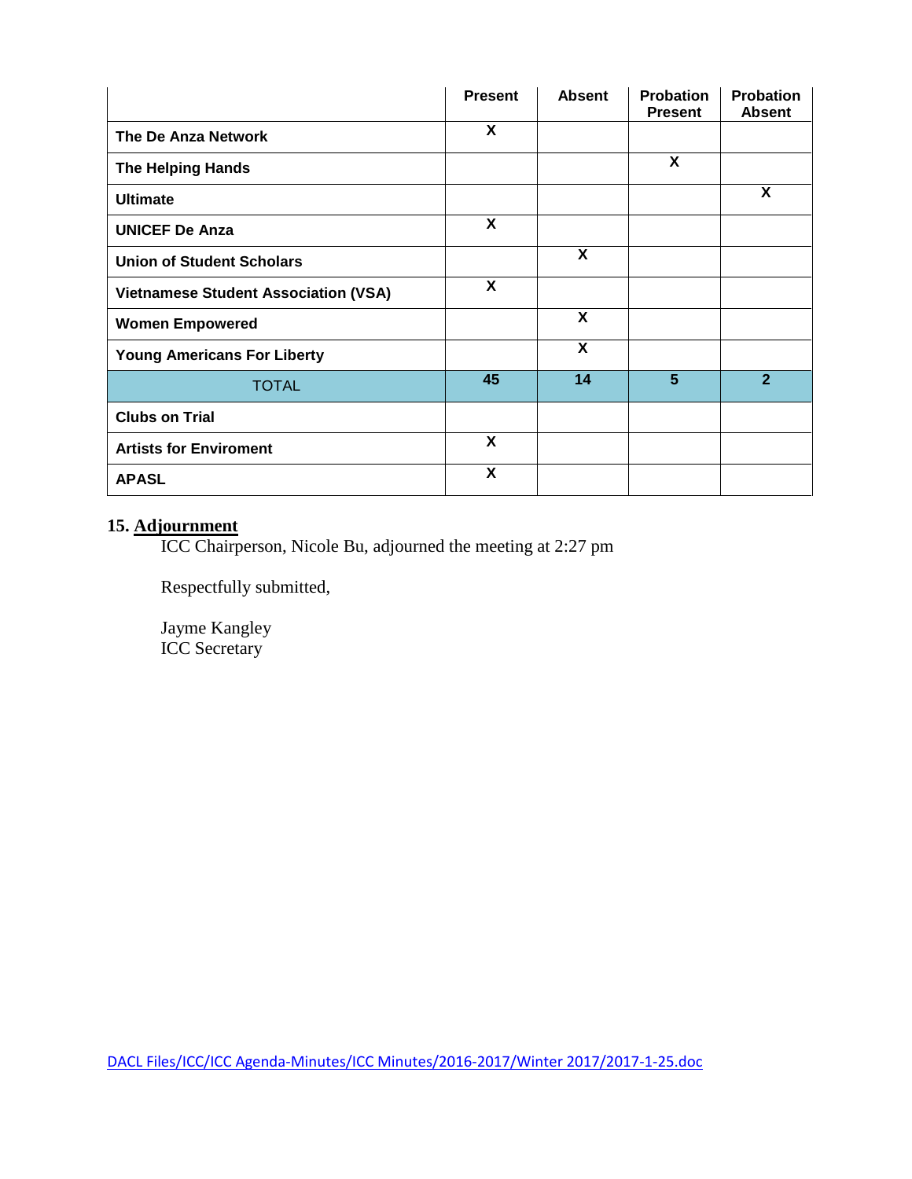| | Present | Absent | Probation Present | Probation Absent |
|---|---|---|---|---|
| The De Anza Network | X | | | |
| The Helping Hands | | | X | |
| Ultimate | | | | X |
| UNICEF De Anza | X | | | |
| Union of Student Scholars | | X | | |
| Vietnamese Student Association (VSA) | X | | | |
| Women Empowered | | X | | |
| Young Americans For Liberty | | X | | |
| TOTAL | 45 | 14 | 5 | 2 |
| Clubs on Trial | | | | |
| Artists for Enviroment | X | | | |
| APASL | X | | | |

**15. Adjournment**

ICC Chairperson, Nicole Bu, adjourned the meeting at 2:27 pm

Respectfully submitted,

Jayme Kangley
ICC Secretary

DACL Files/ICC/ICC Agenda-Minutes/ICC Minutes/2016-2017/Winter 2017/2017-1-25.doc